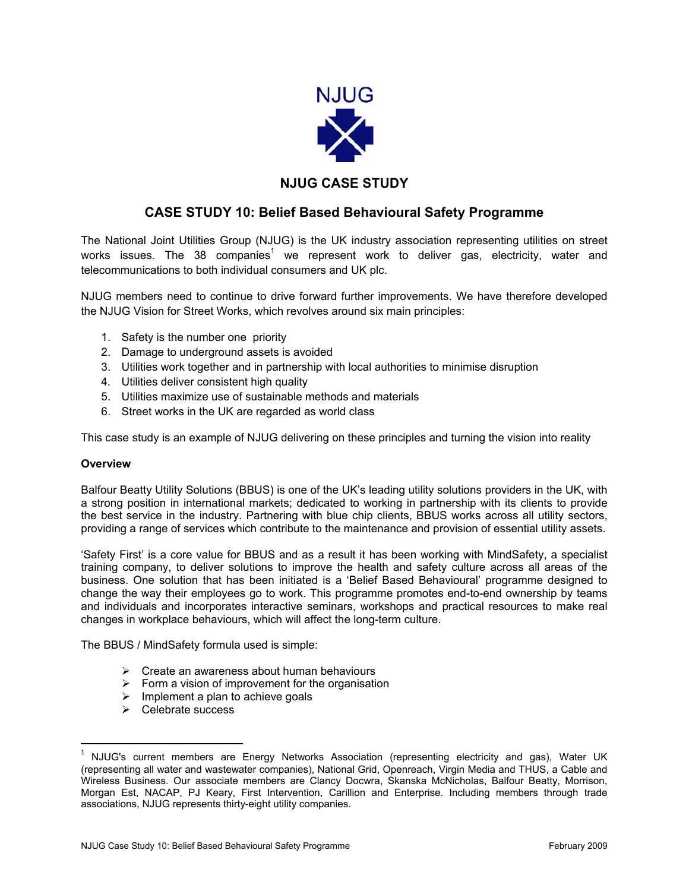NJUG

# NJUG CASE STUDY

## CASE STUDY 10: Belief Based Behavioural Safety Programme

The National Joint Utilities Group (NJUG) is the UK industry association representing utilities on street works issues. The 38 companies[1] we represent work to deliver gas, electricity, water and telecommunications to both individual consumers and UK plc.

NJUG members need to continue to drive forward further improvements. We have therefore developed the NJUG Vision for Street Works, which revolves around six main principles:

1. Safety is the number one priority
2. Damage to underground assets is avoided
3. Utilities work together and in partnership with local authorities to minimise disruption
4. Utilities deliver consistent high quality
5. Utilities maximize use of sustainable methods and materials
6. Street works in the UK are regarded as world class

This case study is an example of NJUG delivering on these principles and turning the vision into reality

**Overview**

Balfour Beatty Utility Solutions (BBUS) is one of the UK's leading utility solutions providers in the UK, with a strong position in international markets; dedicated to working in partnership with its clients to provide the best service in the industry. Partnering with blue chip clients, BBUS works across all utility sectors, providing a range of services which contribute to the maintenance and provision of essential utility assets.

'Safety First' is a core value for BBUS and as a result it has been working with MindSafety, a specialist training company, to deliver solutions to improve the health and safety culture across all areas of the business. One solution that has been initiated is a 'Belief Based Behavioural' programme designed to change the way their employees go to work. This programme promotes end-to-end ownership by teams and individuals and incorporates interactive seminars, workshops and practical resources to make real changes in workplace behaviours, which will affect the long-term culture.

The BBUS / MindSafety formula used is simple:

- Create an awareness about human behaviours
- Form a vision of improvement for the organisation
- Implement a plan to achieve goals
- Celebrate success

---

[1] NJUG's current members are Energy Networks Association (representing electricity and gas), Water UK (representing all water and wastewater companies), National Grid, Openreach, Virgin Media and THUS, a Cable and Wireless Business. Our associate members are Clancy Docwra, Skanska McNicholas, Balfour Beatty, Morrison, Morgan Est, NACAP, PJ Keary, First Intervention, Carillion and Enterprise. Including members through trade associations, NJUG represents thirty-eight utility companies.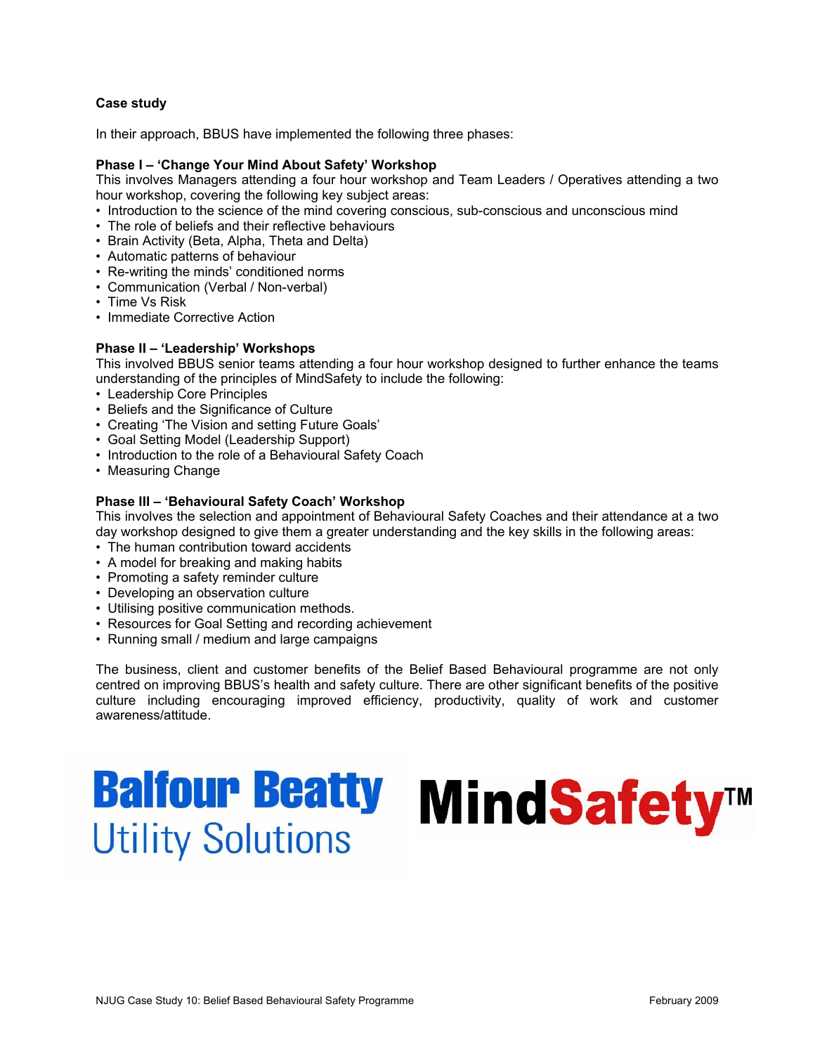**Case study**

In their approach, BBUS have implemented the following three phases:

**Phase I – 'Change Your Mind About Safety' Workshop**
This involves Managers attending a four hour workshop and Team Leaders / Operatives attending a two hour workshop, covering the following key subject areas:

- Introduction to the science of the mind covering conscious, sub-conscious and unconscious mind
- The role of beliefs and their reflective behaviours
- Brain Activity (Beta, Alpha, Theta and Delta)
- Automatic patterns of behaviour
- Re-writing the minds' conditioned norms
- Communication (Verbal / Non-verbal)
- Time Vs Risk
- Immediate Corrective Action

**Phase II – 'Leadership' Workshops**
This involved BBUS senior teams attending a four hour workshop designed to further enhance the teams understanding of the principles of MindSafety to include the following:

- Leadership Core Principles
- Beliefs and the Significance of Culture
- Creating 'The Vision and setting Future Goals'
- Goal Setting Model (Leadership Support)
- Introduction to the role of a Behavioural Safety Coach
- Measuring Change

**Phase III – 'Behavioural Safety Coach' Workshop**
This involves the selection and appointment of Behavioural Safety Coaches and their attendance at a two day workshop designed to give them a greater understanding and the key skills in the following areas:

- The human contribution toward accidents
- A model for breaking and making habits
- Promoting a safety reminder culture
- Developing an observation culture
- Utilising positive communication methods.
- Resources for Goal Setting and recording achievement
- Running small / medium and large campaigns

The business, client and customer benefits of the Belief Based Behavioural programme are not only centred on improving BBUS's health and safety culture. There are other significant benefits of the positive culture including encouraging improved efficiency, productivity, quality of work and customer awareness/attitude.

Balfour Beatty Utility Solutions

MindSafety™